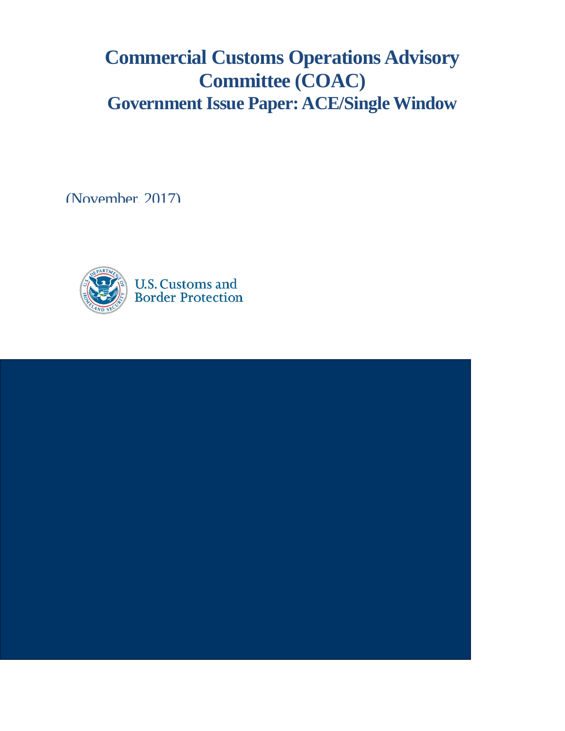# Commercial Customs Operations Advisory Committee (COAC)

## Government Issue Paper: ACE/Single Window

(November 2017)

U.S. Customs and Border Protection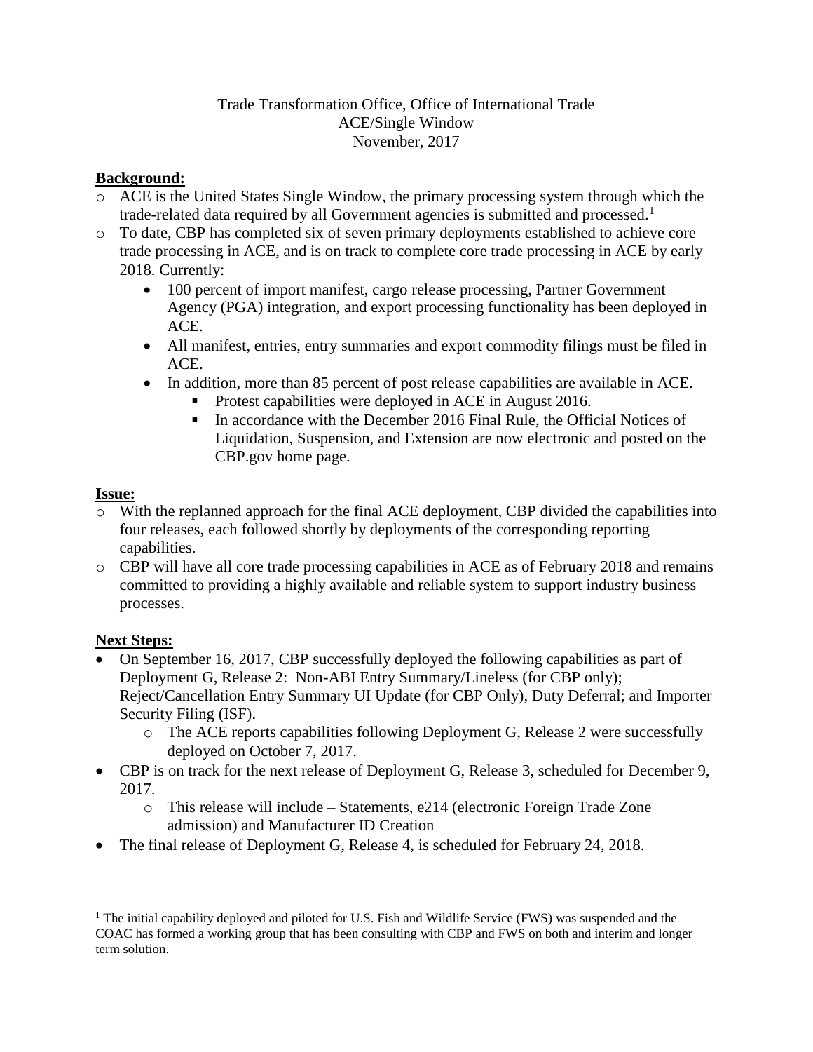Trade Transformation Office, Office of International Trade
ACE/Single Window
November, 2017

**Background:**

- ACE is the United States Single Window, the primary processing system through which the trade-related data required by all Government agencies is submitted and processed.[1]
- To date, CBP has completed six of seven primary deployments established to achieve core trade processing in ACE, and is on track to complete core trade processing in ACE by early 2018. Currently:
  - 100 percent of import manifest, cargo release processing, Partner Government Agency (PGA) integration, and export processing functionality has been deployed in ACE.
  - All manifest, entries, entry summaries and export commodity filings must be filed in ACE.
  - In addition, more than 85 percent of post release capabilities are available in ACE.
    - Protest capabilities were deployed in ACE in August 2016.
    - In accordance with the December 2016 Final Rule, the Official Notices of Liquidation, Suspension, and Extension are now electronic and posted on the CBP.gov home page.

**Issue:**

- With the replanned approach for the final ACE deployment, CBP divided the capabilities into four releases, each followed shortly by deployments of the corresponding reporting capabilities.
- CBP will have all core trade processing capabilities in ACE as of February 2018 and remains committed to providing a highly available and reliable system to support industry business processes.

**Next Steps:**

- On September 16, 2017, CBP successfully deployed the following capabilities as part of Deployment G, Release 2: Non-ABI Entry Summary/Lineless (for CBP only); Reject/Cancellation Entry Summary UI Update (for CBP Only), Duty Deferral; and Importer Security Filing (ISF).
  - The ACE reports capabilities following Deployment G, Release 2 were successfully deployed on October 7, 2017.
- CBP is on track for the next release of Deployment G, Release 3, scheduled for December 9, 2017.
  - This release will include – Statements, e214 (electronic Foreign Trade Zone admission) and Manufacturer ID Creation
- The final release of Deployment G, Release 4, is scheduled for February 24, 2018.

[1] The initial capability deployed and piloted for U.S. Fish and Wildlife Service (FWS) was suspended and the COAC has formed a working group that has been consulting with CBP and FWS on both and interim and longer term solution.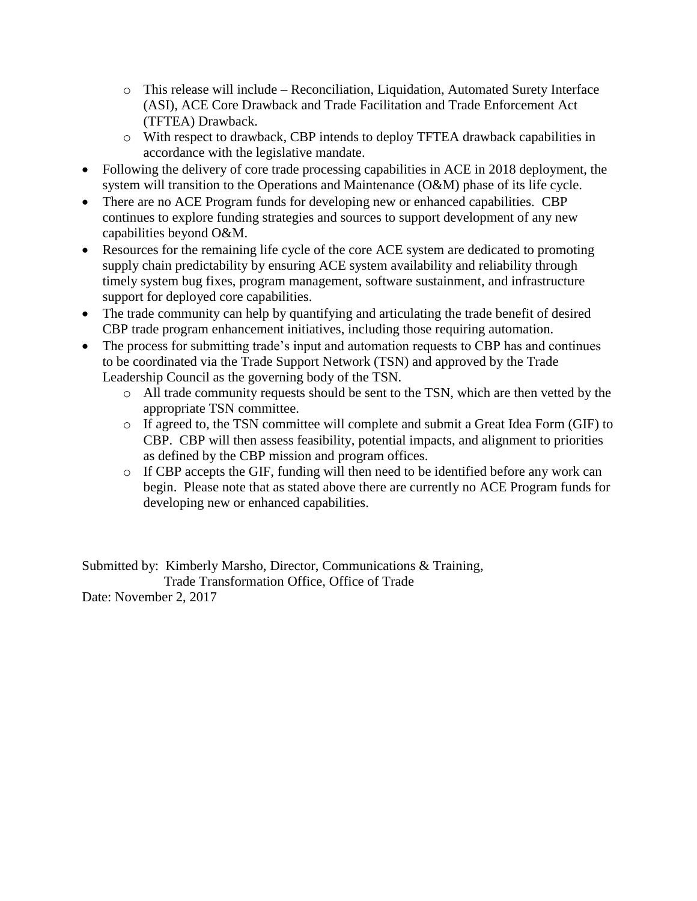- This release will include – Reconciliation, Liquidation, Automated Surety Interface (ASI), ACE Core Drawback and Trade Facilitation and Trade Enforcement Act (TFTEA) Drawback.
  - With respect to drawback, CBP intends to deploy TFTEA drawback capabilities in accordance with the legislative mandate.
- Following the delivery of core trade processing capabilities in ACE in 2018 deployment, the system will transition to the Operations and Maintenance (O&M) phase of its life cycle.
- There are no ACE Program funds for developing new or enhanced capabilities. CBP continues to explore funding strategies and sources to support development of any new capabilities beyond O&M.
- Resources for the remaining life cycle of the core ACE system are dedicated to promoting supply chain predictability by ensuring ACE system availability and reliability through timely system bug fixes, program management, software sustainment, and infrastructure support for deployed core capabilities.
- The trade community can help by quantifying and articulating the trade benefit of desired CBP trade program enhancement initiatives, including those requiring automation.
- The process for submitting trade's input and automation requests to CBP has and continues to be coordinated via the Trade Support Network (TSN) and approved by the Trade Leadership Council as the governing body of the TSN.
  - All trade community requests should be sent to the TSN, which are then vetted by the appropriate TSN committee.
  - If agreed to, the TSN committee will complete and submit a Great Idea Form (GIF) to CBP. CBP will then assess feasibility, potential impacts, and alignment to priorities as defined by the CBP mission and program offices.
  - If CBP accepts the GIF, funding will then need to be identified before any work can begin. Please note that as stated above there are currently no ACE Program funds for developing new or enhanced capabilities.

Submitted by: Kimberly Marsho, Director, Communications & Training,
Trade Transformation Office, Office of Trade
Date: November 2, 2017